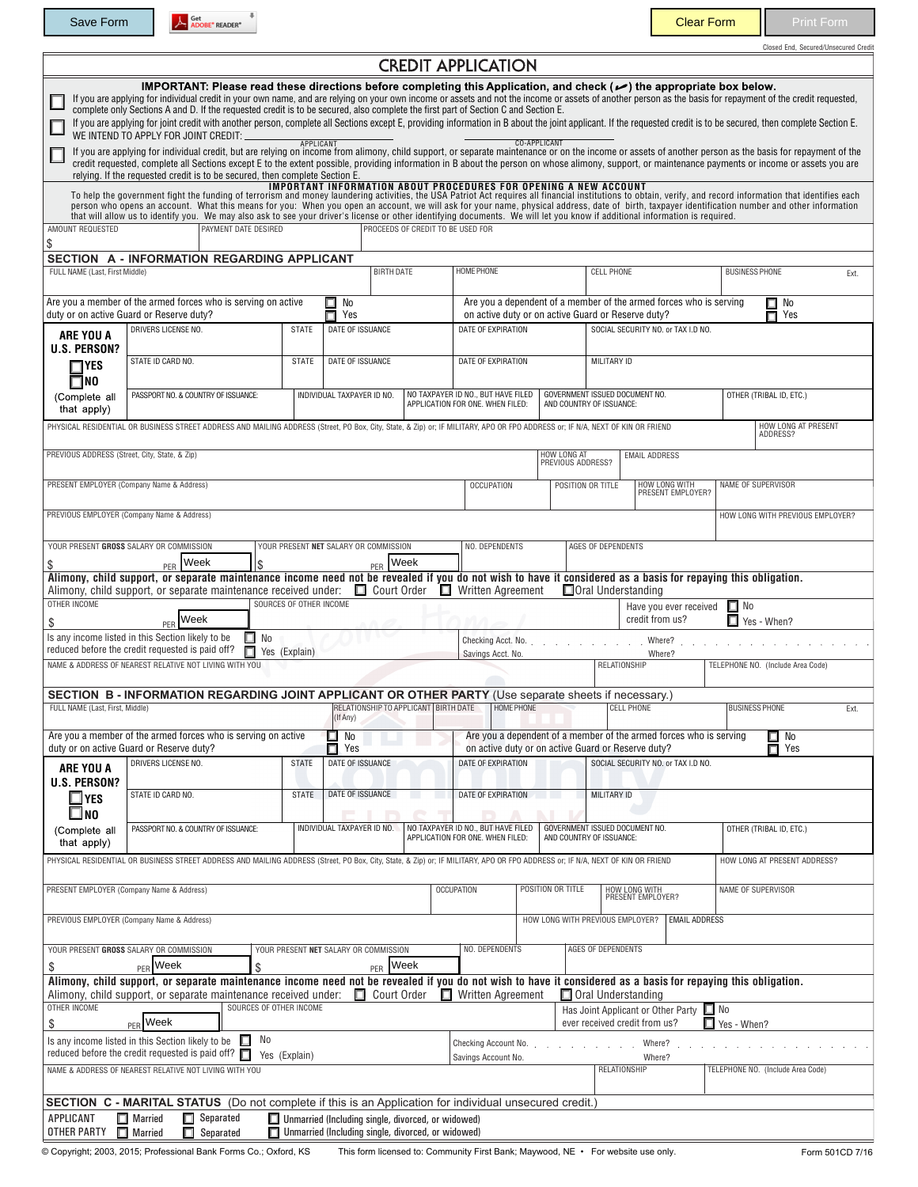Closed End, Secured/Unsecured Credit

# CREDIT APPLICATION

**IMPORTANT: Please read these directions before completing this Application, and check (✓) the appropriate box below.**

☐ If you are applying for individual credit in your own name, and are relying on your own income or assets and not the income or assets of another person as the basis for repayment of the credit requested, complete only Sections A and D. If the requested credit is to be secured, also complete the first part of Section C and Section E.

☐ If you are applying for joint credit with another person, complete all Sections except E, providing information in B about the joint applicant. If the requested credit is to be secured, then complete Section E.
WE INTEND TO APPLY FOR JOINT CREDIT: ____________ APPLICANT ____________ CO-APPLICANT

☐ If you are applying for individual credit, but are relying on income from alimony, child support, or separate maintenance or on the income or assets of another person as the basis for repayment of the credit requested, complete all Sections except E to the extent possible, providing information in B about the person on whose alimony, support, or maintenance payments or income or assets you are relying. If the requested credit is to be secured, then complete Section E.

**IMPORTANT INFORMATION ABOUT PROCEDURES FOR OPENING A NEW ACCOUNT**
To help the government fight the funding of terrorism and money laundering activities, the USA Patriot Act requires all financial institutions to obtain, verify, and record information that identifies each person who opens an account. What this means for you: When you open an account, we will ask for your name, physical address, date of birth, taxpayer identification number and other information that will allow us to identify you. We may also ask to see your driver's license or other identifying documents. We will let you know if additional information is required.

| AMOUNT REQUESTED | PAYMENT DATE DESIRED | PROCEEDS OF CREDIT TO BE USED FOR |
|---|---|---|
| $ | | |

## SECTION A - INFORMATION REGARDING APPLICANT

| FULL NAME (Last, First Middle) | BIRTH DATE | HOME PHONE | CELL PHONE | BUSINESS PHONE Ext. |
|---|---|---|---|---|
| | | | | |

Are you a member of the armed forces who is serving on active duty or on active Guard or Reserve duty? ☐ No ☐ Yes

Are you a dependent of a member of the armed forces who is serving on active duty or on active Guard or Reserve duty? ☐ No ☐ Yes

**ARE YOU A U.S. PERSON?** ☐ YES ☐ NO (Complete all that apply)

| DRIVERS LICENSE NO. | STATE | DATE OF ISSUANCE | DATE OF EXPIRATION | SOCIAL SECURITY NO. or TAX I.D NO. |
|---|---|---|---|---|
| STATE ID CARD NO. | STATE | DATE OF ISSUANCE | DATE OF EXPIRATION | MILITARY ID |
| PASSPORT NO. & COUNTRY OF ISSUANCE: | INDIVIDUAL TAXPAYER ID NO. | NO TAXPAYER ID NO., BUT HAVE FILED APPLICATION FOR ONE. WHEN FILED: | GOVERNMENT ISSUED DOCUMENT NO. AND COUNTRY OF ISSUANCE: | OTHER (TRIBAL ID, ETC.) |

| PHYSICAL RESIDENTIAL OR BUSINESS STREET ADDRESS AND MAILING ADDRESS (Street, PO Box, City, State, & Zip) or; IF MILITARY, APO OR FPO ADDRESS or; IF N/A, NEXT OF KIN OR FRIEND | HOW LONG AT PRESENT ADDRESS? |
|---|---|
| | |

| PREVIOUS ADDRESS (Street, City, State, & Zip) | HOW LONG AT PREVIOUS ADDRESS? | EMAIL ADDRESS |
|---|---|---|
| | | |

| PRESENT EMPLOYER (Company Name & Address) | OCCUPATION | POSITION OR TITLE | HOW LONG WITH PRESENT EMPLOYER? | NAME OF SUPERVISOR |
|---|---|---|---|---|
| | | | | |

| PREVIOUS EMPLOYER (Company Name & Address) | HOW LONG WITH PREVIOUS EMPLOYER? |
|---|---|
| | |

| YOUR PRESENT GROSS SALARY OR COMMISSION | YOUR PRESENT NET SALARY OR COMMISSION | NO. DEPENDENTS | AGES OF DEPENDENTS |
|---|---|---|---|
| $ PER Week | $ PER Week | | |

**Alimony, child support, or separate maintenance income need not be revealed if you do not wish to have it considered as a basis for repaying this obligation.**
Alimony, child support, or separate maintenance received under: ☐ Court Order ☐ Written Agreement ☐ Oral Understanding

| OTHER INCOME | SOURCES OF OTHER INCOME | Have you ever received credit from us? |
|---|---|---|
| $ PER Week | | ☐ No ☐ Yes - When? |

Is any income listed in this Section likely to be reduced before the credit requested is paid off? ☐ No ☐ Yes (Explain)

Checking Acct. No. ............ Where? ............
Savings Acct. No. ............ Where? ............

| NAME & ADDRESS OF NEAREST RELATIVE NOT LIVING WITH YOU | RELATIONSHIP | TELEPHONE NO. (Include Area Code) |
|---|---|---|
| | | |

## SECTION B - INFORMATION REGARDING JOINT APPLICANT OR OTHER PARTY (Use separate sheets if necessary.)

| FULL NAME (Last, First, Middle) | RELATIONSHIP TO APPLICANT (If Any) | BIRTH DATE | HOME PHONE | CELL PHONE | BUSINESS PHONE Ext. |
|---|---|---|---|---|---|
| | | | | | |

Are you a member of the armed forces who is serving on active duty or on active Guard or Reserve duty? ☐ No ☐ Yes

Are you a dependent of a member of the armed forces who is serving on active duty or on active Guard or Reserve duty? ☐ No ☐ Yes

**ARE YOU A U.S. PERSON?** ☐ YES ☐ NO (Complete all that apply)

| DRIVERS LICENSE NO. | STATE | DATE OF ISSUANCE | DATE OF EXPIRATION | SOCIAL SECURITY NO. or TAX I.D NO. |
|---|---|---|---|---|
| STATE ID CARD NO. | STATE | DATE OF ISSUANCE | DATE OF EXPIRATION | MILITARY ID |
| PASSPORT NO. & COUNTRY OF ISSUANCE: | INDIVIDUAL TAXPAYER ID NO. | NO TAXPAYER ID NO., BUT HAVE FILED APPLICATION FOR ONE. WHEN FILED: | GOVERNMENT ISSUED DOCUMENT NO. AND COUNTRY OF ISSUANCE: | OTHER (TRIBAL ID, ETC.) |

| PHYSICAL RESIDENTIAL OR BUSINESS STREET ADDRESS AND MAILING ADDRESS (Street, PO Box, City, State, & Zip) or; IF MILITARY, APO OR FPO ADDRESS or; IF N/A, NEXT OF KIN OR FRIEND | HOW LONG AT PRESENT ADDRESS? |
|---|---|
| | |

| PRESENT EMPLOYER (Company Name & Address) | OCCUPATION | POSITION OR TITLE | HOW LONG WITH PRESENT EMPLOYER? | NAME OF SUPERVISOR |
|---|---|---|---|---|
| | | | | |

| PREVIOUS EMPLOYER (Company Name & Address) | HOW LONG WITH PREVIOUS EMPLOYER? | EMAIL ADDRESS |
|---|---|---|
| | | |

| YOUR PRESENT GROSS SALARY OR COMMISSION | YOUR PRESENT NET SALARY OR COMMISSION | NO. DEPENDENTS | AGES OF DEPENDENTS |
|---|---|---|---|
| $ PER Week | $ PER Week | | |

**Alimony, child support, or separate maintenance income need not be revealed if you do not wish to have it considered as a basis for repaying this obligation.**
Alimony, child support, or separate maintenance received under: ☐ Court Order ☐ Written Agreement ☐ Oral Understanding

| OTHER INCOME | SOURCES OF OTHER INCOME | Has Joint Applicant or Other Party ever received credit from us? |
|---|---|---|
| $ PER Week | | ☐ No ☐ Yes - When? |

Is any income listed in this Section likely to be reduced before the credit requested is paid off? ☐ No ☐ Yes (Explain)

Checking Account No. ............ Where? ............
Savings Account No. ............ Where? ............

| NAME & ADDRESS OF NEAREST RELATIVE NOT LIVING WITH YOU | RELATIONSHIP | TELEPHONE NO. (Include Area Code) |
|---|---|---|
| | | |

## SECTION C - MARITAL STATUS (Do not complete if this is an Application for individual unsecured credit.)

APPLICANT ☐ Married ☐ Separated ☐ Unmarried (Including single, divorced, or widowed)
OTHER PARTY ☐ Married ☐ Separated ☐ Unmarried (Including single, divorced, or widowed)

© Copyright; 2003, 2015; Professional Bank Forms Co.; Oxford, KS   This form licensed to: Community First Bank; Maywood, NE • For website use only.   Form 501CD 7/16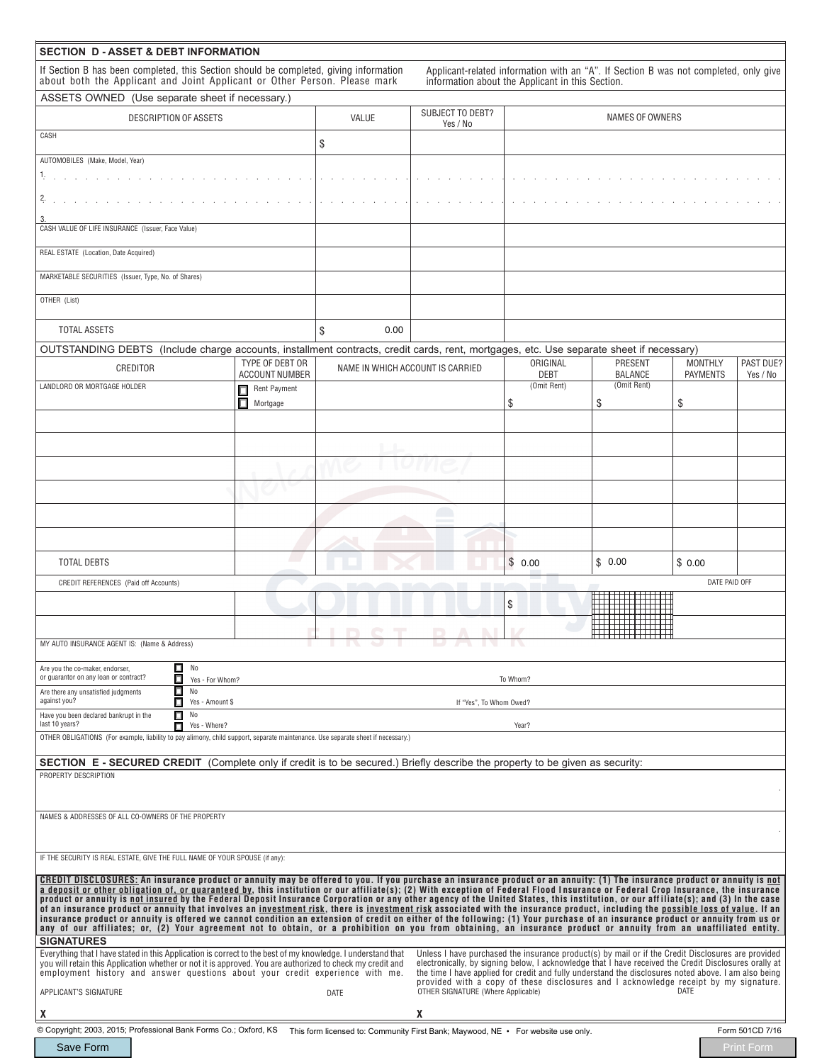## SECTION D - ASSET & DEBT INFORMATION

If Section B has been completed, this Section should be completed, giving information about both the Applicant and Joint Applicant or Other Person. Please mark Applicant-related information with an "A". If Section B was not completed, only give information about the Applicant in this Section.

ASSETS OWNED (Use separate sheet if necessary.)

| DESCRIPTION OF ASSETS | VALUE | SUBJECT TO DEBT? Yes / No | NAMES OF OWNERS |
|---|---|---|---|
| CASH | $ | | |
| AUTOMOBILES (Make, Model, Year) 1. | | | |
| 2. | | | |
| 3. | | | |
| CASH VALUE OF LIFE INSURANCE (Issuer, Face Value) | | | |
| REAL ESTATE (Location, Date Acquired) | | | |
| MARKETABLE SECURITIES (Issuer, Type, No. of Shares) | | | |
| OTHER (List) | | | |
| TOTAL ASSETS | $ 0.00 | | |

OUTSTANDING DEBTS (Include charge accounts, installment contracts, credit cards, rent, mortgages, etc. Use separate sheet if necessary)

| CREDITOR | TYPE OF DEBT OR ACCOUNT NUMBER | NAME IN WHICH ACCOUNT IS CARRIED | ORIGINAL DEBT | PRESENT BALANCE | MONTHLY PAYMENTS | PAST DUE? Yes / No |
|---|---|---|---|---|---|---|
| LANDLORD OR MORTGAGE HOLDER | ☐ Rent Payment ☐ Mortgage | | (Omit Rent) $ | (Omit Rent) $ | $ | |
| | | | | | | |
| | | | | | | |
| | | | | | | |
| | | | | | | |
| | | | | | | |
| | | | | | | |
| TOTAL DEBTS | | | $ 0.00 | $ 0.00 | $ 0.00 | |
| CREDIT REFERENCES (Paid off Accounts) | | | | | DATE PAID OFF | |
| | | | $ | | | |
| | | | | | | |

MY AUTO INSURANCE AGENT IS: (Name & Address)

Are you the co-maker, endorser, or guarantor on any loan or contract? ☐ No ☐ Yes - For Whom? To Whom?

Are there any unsatisfied judgments against you? ☐ No ☐ Yes - Amount $ If "Yes", To Whom Owed?

Have you been declared bankrupt in the last 10 years? ☐ No ☐ Yes - Where? Year?

OTHER OBLIGATIONS (For example, liability to pay alimony, child support, separate maintenance. Use separate sheet if necessary.)

## SECTION E - SECURED CREDIT (Complete only if credit is to be secured.) Briefly describe the property to be given as security:

PROPERTY DESCRIPTION

NAMES & ADDRESSES OF ALL CO-OWNERS OF THE PROPERTY

IF THE SECURITY IS REAL ESTATE, GIVE THE FULL NAME OF YOUR SPOUSE (if any):

**CREDIT DISCLOSURES: An insurance product or annuity may be offered to you. If you purchase an insurance product or an annuity: (1) The insurance product or annuity is not a deposit or other obligation of, or guaranteed by, this institution or our affiliate(s); (2) With exception of Federal Flood Insurance or Federal Crop Insurance, the insurance product or annuity is not insured by the Federal Deposit Insurance Corporation or any other agency of the United States, this institution, or our affiliate(s); and (3) In the case of an insurance product or annuity that involves an investment risk, there is investment risk associated with the insurance product, including the possible loss of value. If an insurance product or annuity is offered we cannot condition an extension of credit on either of the following: (1) Your purchase of an insurance product or annuity from us or any of our affiliates; or, (2) Your agreement not to obtain, or a prohibition on you from obtaining, an insurance product or annuity from an unaffiliated entity.**

## SIGNATURES

Everything that I have stated in this Application is correct to the best of my knowledge. I understand that you will retain this Application whether or not it is approved. You are authorized to check my credit and employment history and answer questions about your credit experience with me.

Unless I have purchased the insurance product(s) by mail or if the Credit Disclosures are provided electronically, by signing below, I acknowledge that I have received the Credit Disclosures orally at the time I have applied for credit and fully understand the disclosures noted above. I am also being provided with a copy of these disclosures and I acknowledge receipt by my signature.

APPLICANT'S SIGNATURE DATE

X

OTHER SIGNATURE (Where Applicable) DATE

X

© Copyright; 2003, 2015; Professional Bank Forms Co.; Oxford, KS This form licensed to: Community First Bank; Maywood, NE • For website use only. Form 501CD 7/16

Save Form Print Form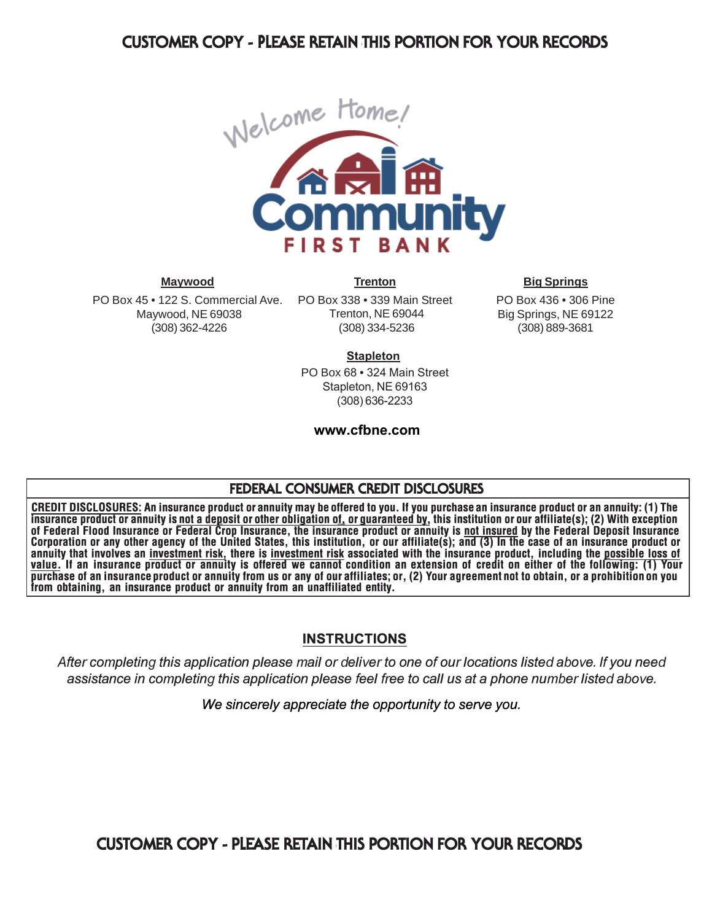# CUSTOMER COPY - PLEASE RETAIN THIS PORTION FOR YOUR RECORDS

Welcome Home!

Community FIRST BANK

**Maywood**
PO Box 45 • 122 S. Commercial Ave.
Maywood, NE 69038
(308) 362-4226

**Trenton**
PO Box 338 • 339 Main Street
Trenton, NE 69044
(308) 334-5236

**Big Springs**
PO Box 436 • 306 Pine
Big Springs, NE 69122
(308) 889-3681

**Stapleton**
PO Box 68 • 324 Main Street
Stapleton, NE 69163
(308) 636-2233

**www.cfbne.com**

## FEDERAL CONSUMER CREDIT DISCLOSURES

**CREDIT DISCLOSURES: An insurance product or annuity may be offered to you. If you purchase an insurance product or an annuity: (1) The insurance product or annuity is not a deposit or other obligation of, or guaranteed by, this institution or our affiliate(s); (2) With exception of Federal Flood Insurance or Federal Crop Insurance, the insurance product or annuity is not insured by the Federal Deposit Insurance Corporation or any other agency of the United States, this institution, or our affiliate(s); and (3) In the case of an insurance product or annuity that involves an investment risk, there is investment risk associated with the insurance product, including the possible loss of value. If an insurance product or annuity is offered we cannot condition an extension of credit on either of the following: (1) Your purchase of an insurance product or annuity from us or any of our affiliates; or, (2) Your agreement not to obtain, or a prohibition on you from obtaining, an insurance product or annuity from an unaffiliated entity.**

## INSTRUCTIONS

*After completing this application please mail or deliver to one of our locations listed above. If you need assistance in completing this application please feel free to call us at a phone number listed above.*

*We sincerely appreciate the opportunity to serve you.*

# CUSTOMER COPY - PLEASE RETAIN THIS PORTION FOR YOUR RECORDS